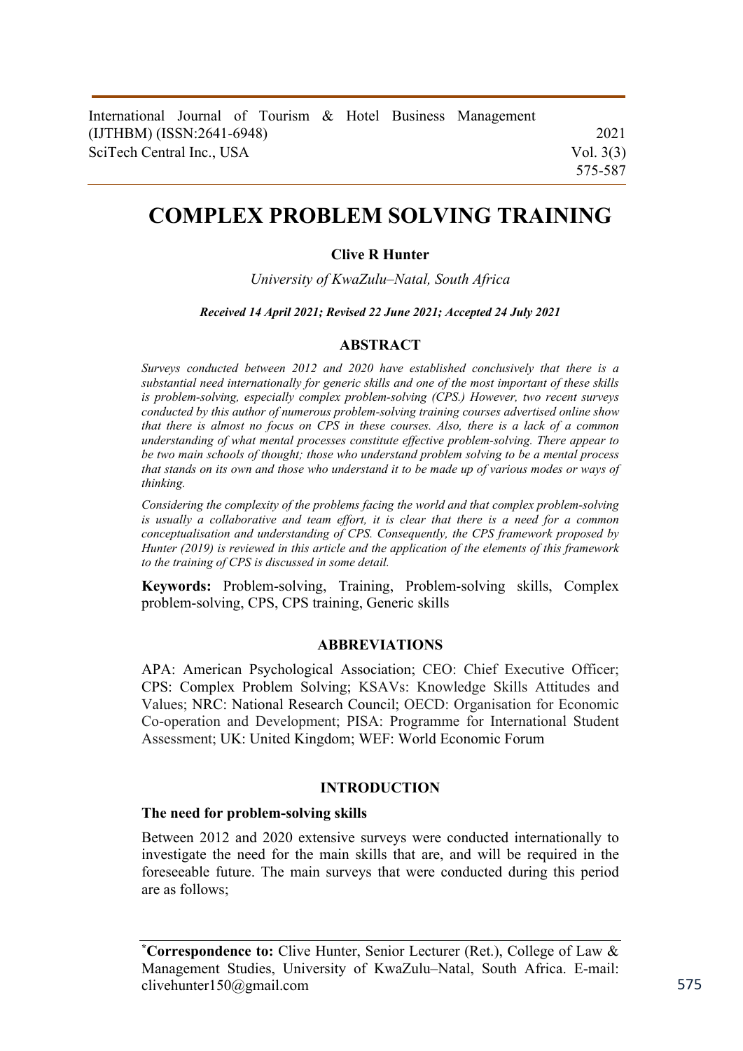# COMPLEX PROBLEM SOLVING TRAINING

**Clive R Hunter**

*University of KwaZulu–Natal, South Africa*

***Received 14 April 2021; Revised 22 June 2021; Accepted 24 July 2021***

## ABSTRACT

*Surveys conducted between 2012 and 2020 have established conclusively that there is a substantial need internationally for generic skills and one of the most important of these skills is problem-solving, especially complex problem-solving (CPS.) However, two recent surveys conducted by this author of numerous problem-solving training courses advertised online show that there is almost no focus on CPS in these courses. Also, there is a lack of a common understanding of what mental processes constitute effective problem-solving. There appear to be two main schools of thought; those who understand problem solving to be a mental process that stands on its own and those who understand it to be made up of various modes or ways of thinking.*

*Considering the complexity of the problems facing the world and that complex problem-solving is usually a collaborative and team effort, it is clear that there is a need for a common conceptualisation and understanding of CPS. Consequently, the CPS framework proposed by Hunter (2019) is reviewed in this article and the application of the elements of this framework to the training of CPS is discussed in some detail.*

**Keywords:** Problem-solving, Training, Problem-solving skills, Complex problem-solving, CPS, CPS training, Generic skills

## ABBREVIATIONS

APA: American Psychological Association; CEO: Chief Executive Officer; CPS: Complex Problem Solving; KSAVs: Knowledge Skills Attitudes and Values; NRC: National Research Council; OECD: Organisation for Economic Co-operation and Development; PISA: Programme for International Student Assessment; UK: United Kingdom; WEF: World Economic Forum

## INTRODUCTION

### The need for problem-solving skills

Between 2012 and 2020 extensive surveys were conducted internationally to investigate the need for the main skills that are, and will be required in the foreseeable future. The main surveys that were conducted during this period are as follows;

---

*Correspondence to:** Clive Hunter, Senior Lecturer (Ret.), College of Law & Management Studies, University of KwaZulu–Natal, South Africa. E-mail: clivehunter150@gmail.com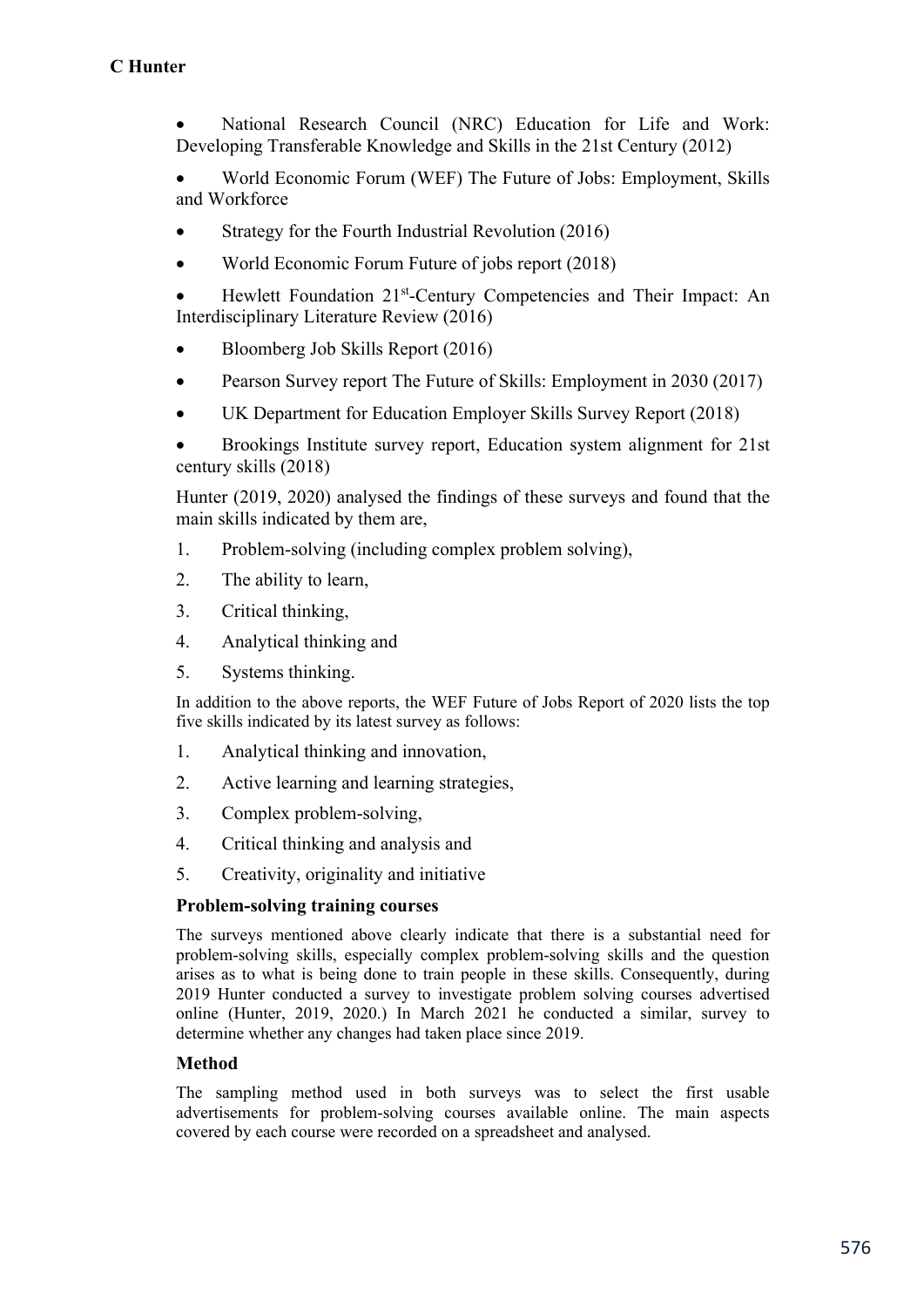- National Research Council (NRC) Education for Life and Work: Developing Transferable Knowledge and Skills in the 21st Century (2012)
- World Economic Forum (WEF) The Future of Jobs: Employment, Skills and Workforce
- Strategy for the Fourth Industrial Revolution (2016)
- World Economic Forum Future of jobs report (2018)
- Hewlett Foundation 21st-Century Competencies and Their Impact: An Interdisciplinary Literature Review (2016)
- Bloomberg Job Skills Report (2016)
- Pearson Survey report The Future of Skills: Employment in 2030 (2017)
- UK Department for Education Employer Skills Survey Report (2018)
- Brookings Institute survey report, Education system alignment for 21st century skills (2018)

Hunter (2019, 2020) analysed the findings of these surveys and found that the main skills indicated by them are,

1. Problem-solving (including complex problem solving),
2. The ability to learn,
3. Critical thinking,
4. Analytical thinking and
5. Systems thinking.

In addition to the above reports, the WEF Future of Jobs Report of 2020 lists the top five skills indicated by its latest survey as follows:

1. Analytical thinking and innovation,
2. Active learning and learning strategies,
3. Complex problem-solving,
4. Critical thinking and analysis and
5. Creativity, originality and initiative

### Problem-solving training courses

The surveys mentioned above clearly indicate that there is a substantial need for problem-solving skills, especially complex problem-solving skills and the question arises as to what is being done to train people in these skills. Consequently, during 2019 Hunter conducted a survey to investigate problem solving courses advertised online (Hunter, 2019, 2020.) In March 2021 he conducted a similar, survey to determine whether any changes had taken place since 2019.

### Method

The sampling method used in both surveys was to select the first usable advertisements for problem-solving courses available online. The main aspects covered by each course were recorded on a spreadsheet and analysed.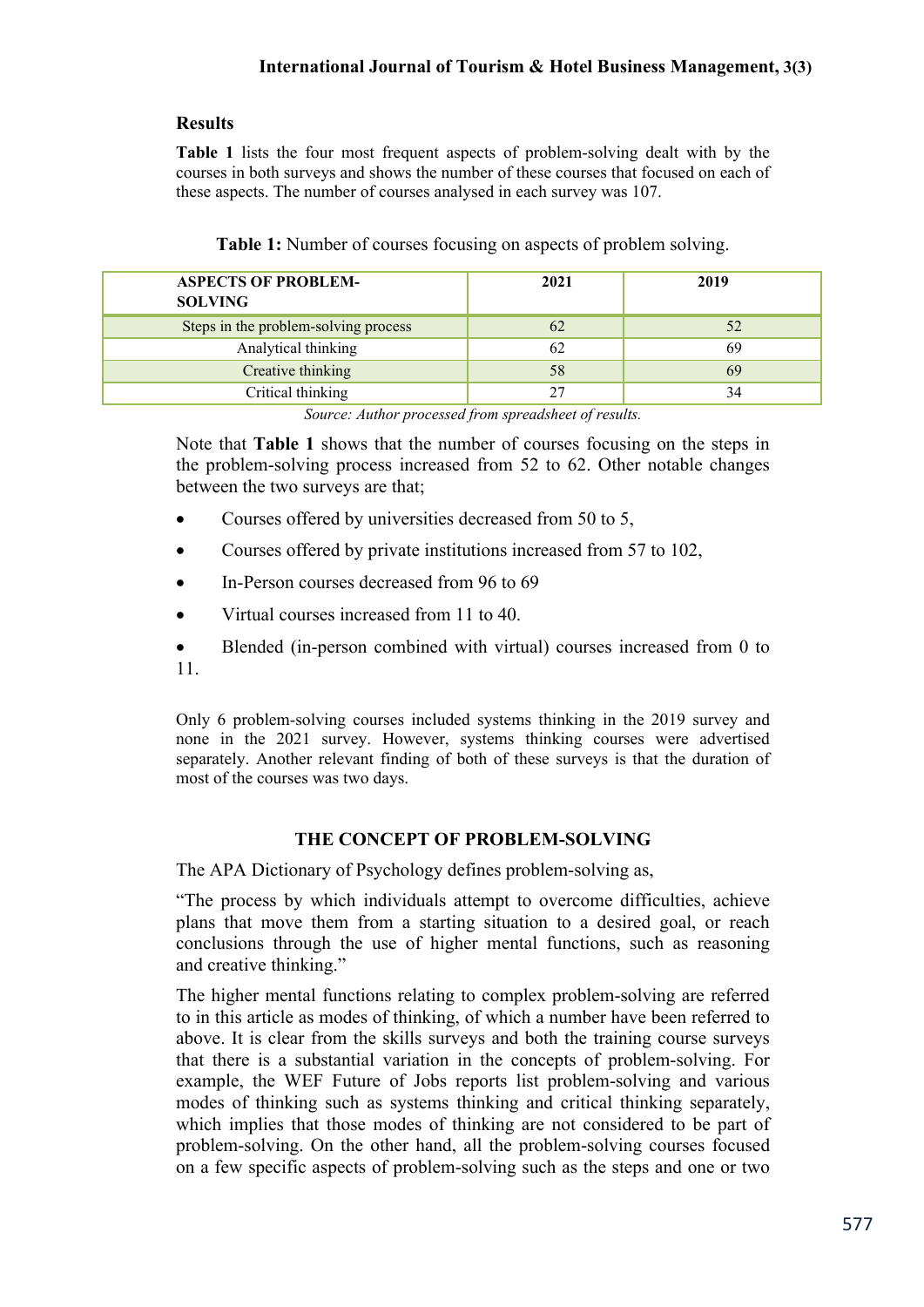### Results

**Table 1** lists the four most frequent aspects of problem-solving dealt with by the courses in both surveys and shows the number of these courses that focused on each of these aspects. The number of courses analysed in each survey was 107.

**Table 1:** Number of courses focusing on aspects of problem solving.

| ASPECTS OF PROBLEM-SOLVING | 2021 | 2019 |
|---|---|---|
| Steps in the problem-solving process | 62 | 52 |
| Analytical thinking | 62 | 69 |
| Creative thinking | 58 | 69 |
| Critical thinking | 27 | 34 |

*Source: Author processed from spreadsheet of results.*

Note that **Table 1** shows that the number of courses focusing on the steps in the problem-solving process increased from 52 to 62. Other notable changes between the two surveys are that;

- Courses offered by universities decreased from 50 to 5,
- Courses offered by private institutions increased from 57 to 102,
- In-Person courses decreased from 96 to 69
- Virtual courses increased from 11 to 40.
- Blended (in-person combined with virtual) courses increased from 0 to 11.

Only 6 problem-solving courses included systems thinking in the 2019 survey and none in the 2021 survey. However, systems thinking courses were advertised separately. Another relevant finding of both of these surveys is that the duration of most of the courses was two days.

## THE CONCEPT OF PROBLEM-SOLVING

The APA Dictionary of Psychology defines problem-solving as,

"The process by which individuals attempt to overcome difficulties, achieve plans that move them from a starting situation to a desired goal, or reach conclusions through the use of higher mental functions, such as reasoning and creative thinking."

The higher mental functions relating to complex problem-solving are referred to in this article as modes of thinking, of which a number have been referred to above. It is clear from the skills surveys and both the training course surveys that there is a substantial variation in the concepts of problem-solving. For example, the WEF Future of Jobs reports list problem-solving and various modes of thinking such as systems thinking and critical thinking separately, which implies that those modes of thinking are not considered to be part of problem-solving. On the other hand, all the problem-solving courses focused on a few specific aspects of problem-solving such as the steps and one or two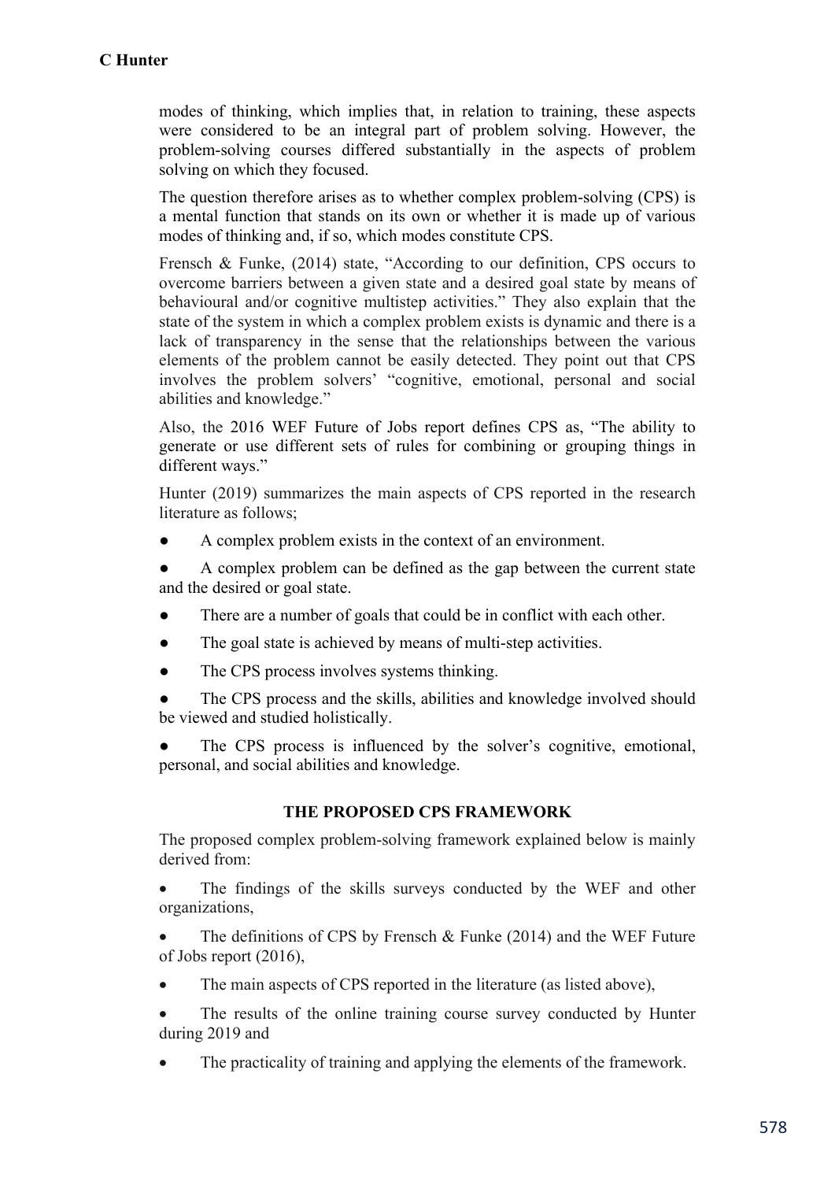modes of thinking, which implies that, in relation to training, these aspects were considered to be an integral part of problem solving. However, the problem-solving courses differed substantially in the aspects of problem solving on which they focused.

The question therefore arises as to whether complex problem-solving (CPS) is a mental function that stands on its own or whether it is made up of various modes of thinking and, if so, which modes constitute CPS.

Frensch & Funke, (2014) state, "According to our definition, CPS occurs to overcome barriers between a given state and a desired goal state by means of behavioural and/or cognitive multistep activities." They also explain that the state of the system in which a complex problem exists is dynamic and there is a lack of transparency in the sense that the relationships between the various elements of the problem cannot be easily detected. They point out that CPS involves the problem solvers' "cognitive, emotional, personal and social abilities and knowledge."

Also, the 2016 WEF Future of Jobs report defines CPS as, "The ability to generate or use different sets of rules for combining or grouping things in different ways."

Hunter (2019) summarizes the main aspects of CPS reported in the research literature as follows;

- A complex problem exists in the context of an environment.
- A complex problem can be defined as the gap between the current state and the desired or goal state.
- There are a number of goals that could be in conflict with each other.
- The goal state is achieved by means of multi-step activities.
- The CPS process involves systems thinking.
- The CPS process and the skills, abilities and knowledge involved should be viewed and studied holistically.
- The CPS process is influenced by the solver's cognitive, emotional, personal, and social abilities and knowledge.

## THE PROPOSED CPS FRAMEWORK

The proposed complex problem-solving framework explained below is mainly derived from:

- The findings of the skills surveys conducted by the WEF and other organizations,
- The definitions of CPS by Frensch & Funke (2014) and the WEF Future of Jobs report (2016),
- The main aspects of CPS reported in the literature (as listed above),
- The results of the online training course survey conducted by Hunter during 2019 and
- The practicality of training and applying the elements of the framework.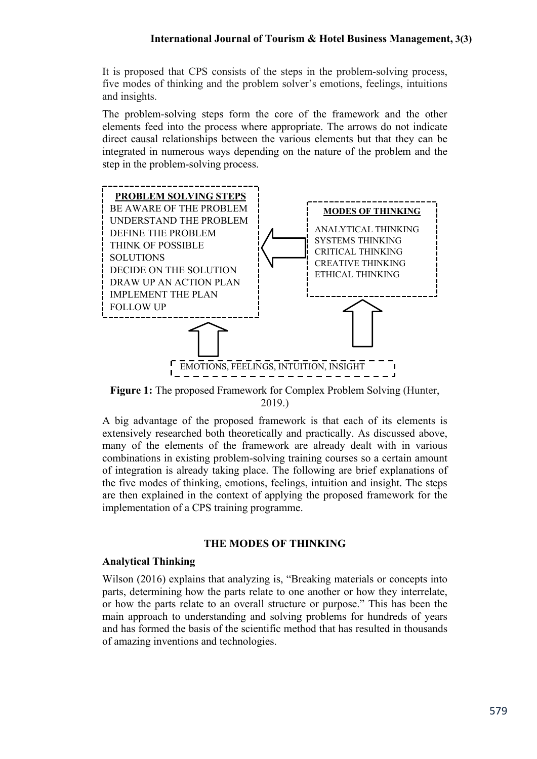It is proposed that CPS consists of the steps in the problem-solving process, five modes of thinking and the problem solver's emotions, feelings, intuitions and insights.

The problem-solving steps form the core of the framework and the other elements feed into the process where appropriate. The arrows do not indicate direct causal relationships between the various elements but that they can be integrated in numerous ways depending on the nature of the problem and the step in the problem-solving process.

**PROBLEM SOLVING STEPS**

BE AWARE OF THE PROBLEM
UNDERSTAND THE PROBLEM
DEFINE THE PROBLEM
THINK OF POSSIBLE SOLUTIONS
DECIDE ON THE SOLUTION
DRAW UP AN ACTION PLAN
IMPLEMENT THE PLAN
FOLLOW UP

**MODES OF THINKING**

ANALYTICAL THINKING
SYSTEMS THINKING
CRITICAL THINKING
CREATIVE THINKING
ETHICAL THINKING

EMOTIONS, FEELINGS, INTUITION, INSIGHT

**Figure 1:** The proposed Framework for Complex Problem Solving (Hunter, 2019.)

A big advantage of the proposed framework is that each of its elements is extensively researched both theoretically and practically. As discussed above, many of the elements of the framework are already dealt with in various combinations in existing problem-solving training courses so a certain amount of integration is already taking place. The following are brief explanations of the five modes of thinking, emotions, feelings, intuition and insight. The steps are then explained in the context of applying the proposed framework for the implementation of a CPS training programme.

## THE MODES OF THINKING

### Analytical Thinking

Wilson (2016) explains that analyzing is, "Breaking materials or concepts into parts, determining how the parts relate to one another or how they interrelate, or how the parts relate to an overall structure or purpose." This has been the main approach to understanding and solving problems for hundreds of years and has formed the basis of the scientific method that has resulted in thousands of amazing inventions and technologies.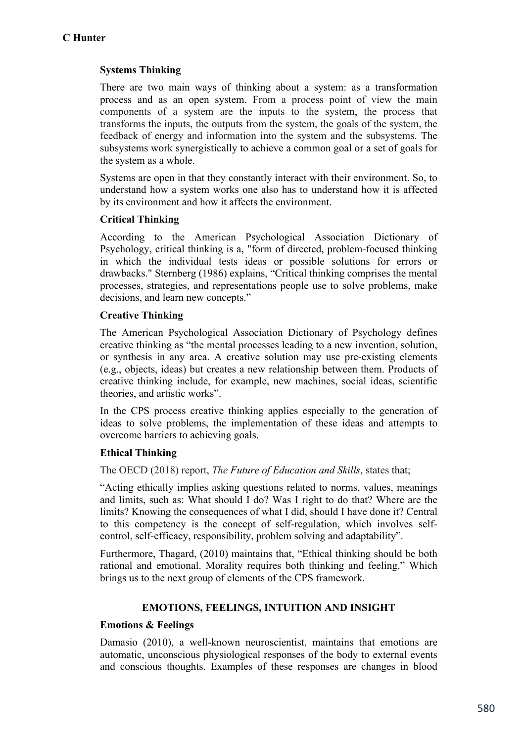### Systems Thinking

There are two main ways of thinking about a system: as a transformation process and as an open system. From a process point of view the main components of a system are the inputs to the system, the process that transforms the inputs, the outputs from the system, the goals of the system, the feedback of energy and information into the system and the subsystems. The subsystems work synergistically to achieve a common goal or a set of goals for the system as a whole.

Systems are open in that they constantly interact with their environment. So, to understand how a system works one also has to understand how it is affected by its environment and how it affects the environment.

### Critical Thinking

According to the American Psychological Association Dictionary of Psychology, critical thinking is a, "form of directed, problem-focused thinking in which the individual tests ideas or possible solutions for errors or drawbacks." Sternberg (1986) explains, "Critical thinking comprises the mental processes, strategies, and representations people use to solve problems, make decisions, and learn new concepts."

### Creative Thinking

The American Psychological Association Dictionary of Psychology defines creative thinking as "the mental processes leading to a new invention, solution, or synthesis in any area. A creative solution may use pre-existing elements (e.g., objects, ideas) but creates a new relationship between them. Products of creative thinking include, for example, new machines, social ideas, scientific theories, and artistic works".

In the CPS process creative thinking applies especially to the generation of ideas to solve problems, the implementation of these ideas and attempts to overcome barriers to achieving goals.

### Ethical Thinking

The OECD (2018) report, *The Future of Education and Skills*, states that;

"Acting ethically implies asking questions related to norms, values, meanings and limits, such as: What should I do? Was I right to do that? Where are the limits? Knowing the consequences of what I did, should I have done it? Central to this competency is the concept of self-regulation, which involves self-control, self-efficacy, responsibility, problem solving and adaptability".

Furthermore, Thagard, (2010) maintains that, "Ethical thinking should be both rational and emotional. Morality requires both thinking and feeling." Which brings us to the next group of elements of the CPS framework.

## EMOTIONS, FEELINGS, INTUITION AND INSIGHT

### Emotions & Feelings

Damasio (2010), a well-known neuroscientist, maintains that emotions are automatic, unconscious physiological responses of the body to external events and conscious thoughts. Examples of these responses are changes in blood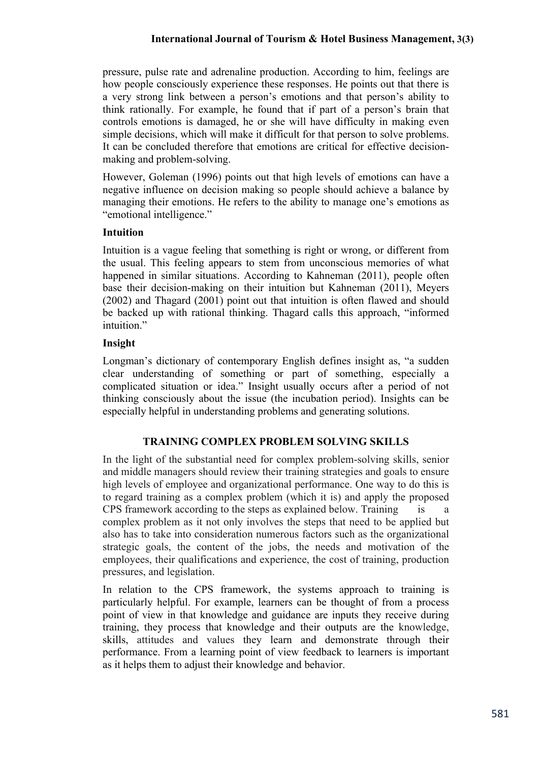pressure, pulse rate and adrenaline production. According to him, feelings are how people consciously experience these responses. He points out that there is a very strong link between a person's emotions and that person's ability to think rationally. For example, he found that if part of a person's brain that controls emotions is damaged, he or she will have difficulty in making even simple decisions, which will make it difficult for that person to solve problems. It can be concluded therefore that emotions are critical for effective decision-making and problem-solving.

However, Goleman (1996) points out that high levels of emotions can have a negative influence on decision making so people should achieve a balance by managing their emotions. He refers to the ability to manage one's emotions as "emotional intelligence."

### Intuition

Intuition is a vague feeling that something is right or wrong, or different from the usual. This feeling appears to stem from unconscious memories of what happened in similar situations. According to Kahneman (2011), people often base their decision-making on their intuition but Kahneman (2011), Meyers (2002) and Thagard (2001) point out that intuition is often flawed and should be backed up with rational thinking. Thagard calls this approach, "informed intuition."

### Insight

Longman's dictionary of contemporary English defines insight as, "a sudden clear understanding of something or part of something, especially a complicated situation or idea." Insight usually occurs after a period of not thinking consciously about the issue (the incubation period). Insights can be especially helpful in understanding problems and generating solutions.

## TRAINING COMPLEX PROBLEM SOLVING SKILLS

In the light of the substantial need for complex problem-solving skills, senior and middle managers should review their training strategies and goals to ensure high levels of employee and organizational performance. One way to do this is to regard training as a complex problem (which it is) and apply the proposed CPS framework according to the steps as explained below. Training is a complex problem as it not only involves the steps that need to be applied but also has to take into consideration numerous factors such as the organizational strategic goals, the content of the jobs, the needs and motivation of the employees, their qualifications and experience, the cost of training, production pressures, and legislation.

In relation to the CPS framework, the systems approach to training is particularly helpful. For example, learners can be thought of from a process point of view in that knowledge and guidance are inputs they receive during training, they process that knowledge and their outputs are the knowledge, skills, attitudes and values they learn and demonstrate through their performance. From a learning point of view feedback to learners is important as it helps them to adjust their knowledge and behavior.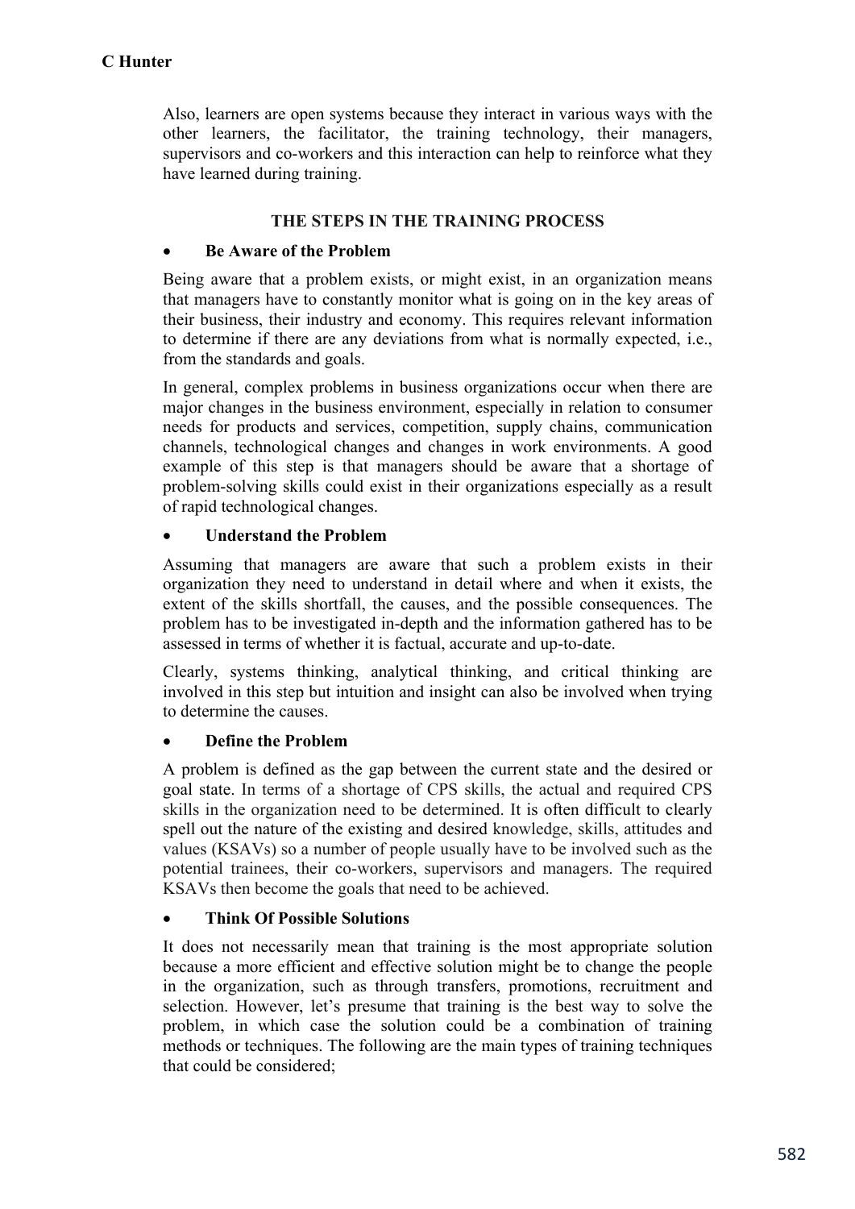Also, learners are open systems because they interact in various ways with the other learners, the facilitator, the training technology, their managers, supervisors and co-workers and this interaction can help to reinforce what they have learned during training.

## THE STEPS IN THE TRAINING PROCESS

- **Be Aware of the Problem**

Being aware that a problem exists, or might exist, in an organization means that managers have to constantly monitor what is going on in the key areas of their business, their industry and economy. This requires relevant information to determine if there are any deviations from what is normally expected, i.e., from the standards and goals.

In general, complex problems in business organizations occur when there are major changes in the business environment, especially in relation to consumer needs for products and services, competition, supply chains, communication channels, technological changes and changes in work environments. A good example of this step is that managers should be aware that a shortage of problem-solving skills could exist in their organizations especially as a result of rapid technological changes.

- **Understand the Problem**

Assuming that managers are aware that such a problem exists in their organization they need to understand in detail where and when it exists, the extent of the skills shortfall, the causes, and the possible consequences. The problem has to be investigated in-depth and the information gathered has to be assessed in terms of whether it is factual, accurate and up-to-date.

Clearly, systems thinking, analytical thinking, and critical thinking are involved in this step but intuition and insight can also be involved when trying to determine the causes.

- **Define the Problem**

A problem is defined as the gap between the current state and the desired or goal state. In terms of a shortage of CPS skills, the actual and required CPS skills in the organization need to be determined. It is often difficult to clearly spell out the nature of the existing and desired knowledge, skills, attitudes and values (KSAVs) so a number of people usually have to be involved such as the potential trainees, their co-workers, supervisors and managers. The required KSAVs then become the goals that need to be achieved.

- **Think Of Possible Solutions**

It does not necessarily mean that training is the most appropriate solution because a more efficient and effective solution might be to change the people in the organization, such as through transfers, promotions, recruitment and selection. However, let's presume that training is the best way to solve the problem, in which case the solution could be a combination of training methods or techniques. The following are the main types of training techniques that could be considered;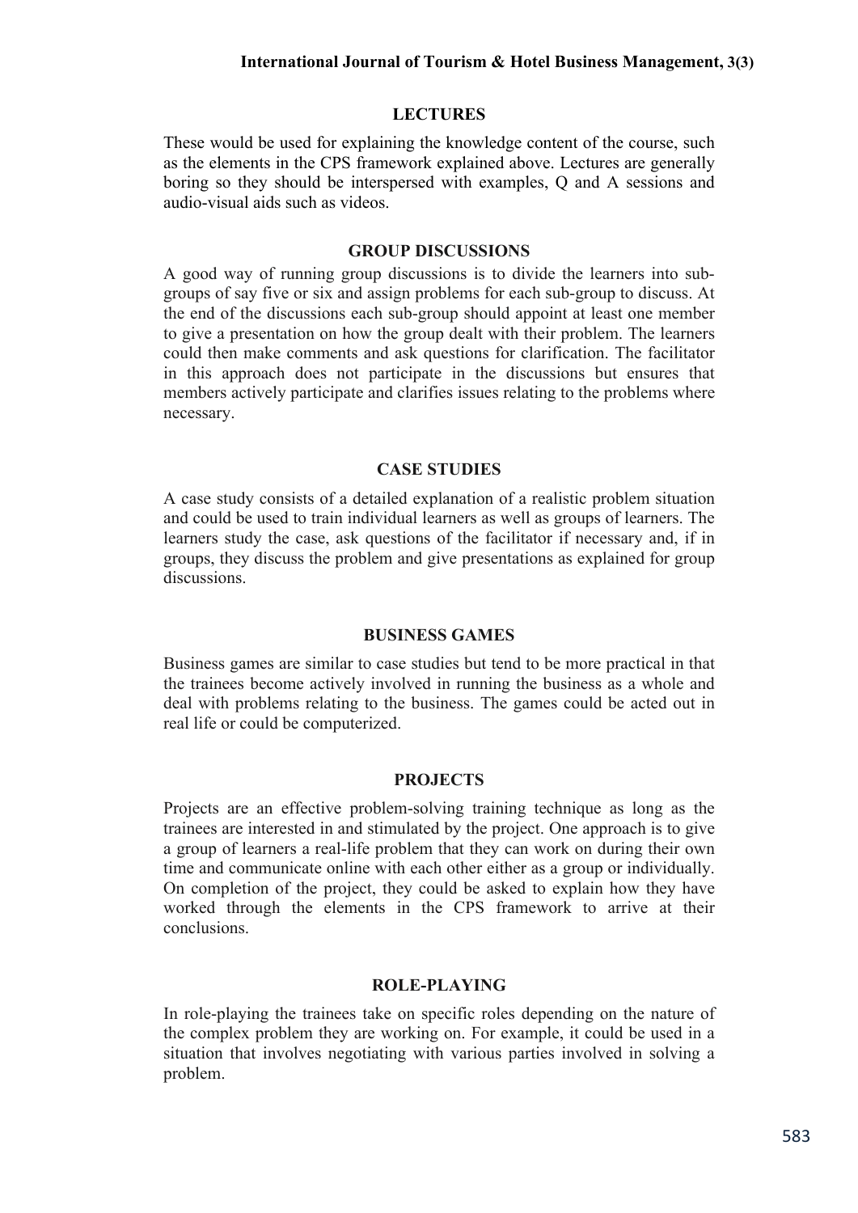## LECTURES

These would be used for explaining the knowledge content of the course, such as the elements in the CPS framework explained above. Lectures are generally boring so they should be interspersed with examples, Q and A sessions and audio-visual aids such as videos.

## GROUP DISCUSSIONS

A good way of running group discussions is to divide the learners into sub-groups of say five or six and assign problems for each sub-group to discuss. At the end of the discussions each sub-group should appoint at least one member to give a presentation on how the group dealt with their problem. The learners could then make comments and ask questions for clarification. The facilitator in this approach does not participate in the discussions but ensures that members actively participate and clarifies issues relating to the problems where necessary.

## CASE STUDIES

A case study consists of a detailed explanation of a realistic problem situation and could be used to train individual learners as well as groups of learners. The learners study the case, ask questions of the facilitator if necessary and, if in groups, they discuss the problem and give presentations as explained for group discussions.

## BUSINESS GAMES

Business games are similar to case studies but tend to be more practical in that the trainees become actively involved in running the business as a whole and deal with problems relating to the business. The games could be acted out in real life or could be computerized.

## PROJECTS

Projects are an effective problem-solving training technique as long as the trainees are interested in and stimulated by the project. One approach is to give a group of learners a real-life problem that they can work on during their own time and communicate online with each other either as a group or individually. On completion of the project, they could be asked to explain how they have worked through the elements in the CPS framework to arrive at their conclusions.

## ROLE-PLAYING

In role-playing the trainees take on specific roles depending on the nature of the complex problem they are working on. For example, it could be used in a situation that involves negotiating with various parties involved in solving a problem.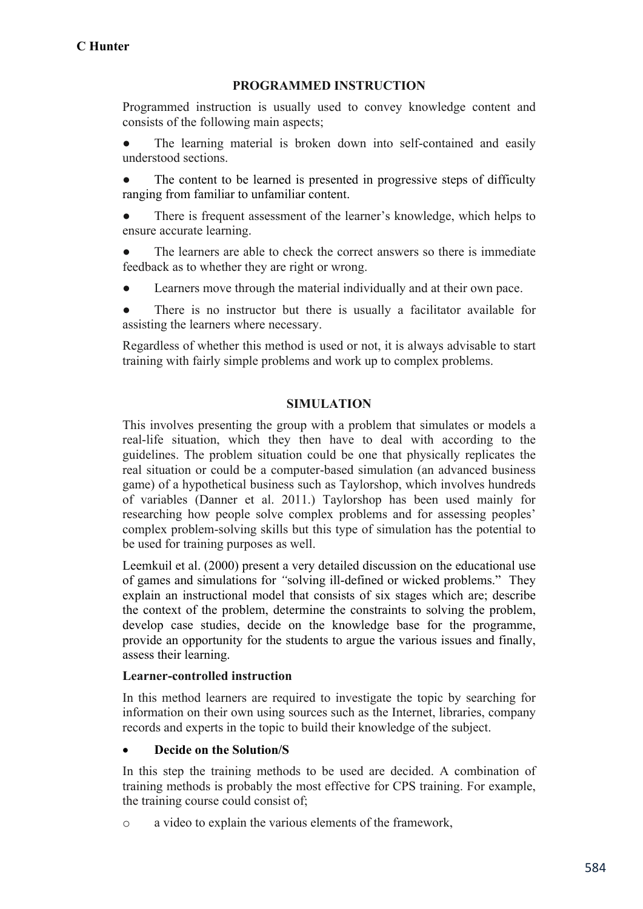### PROGRAMMED INSTRUCTION

Programmed instruction is usually used to convey knowledge content and consists of the following main aspects;

- The learning material is broken down into self-contained and easily understood sections.
- The content to be learned is presented in progressive steps of difficulty ranging from familiar to unfamiliar content.
- There is frequent assessment of the learner's knowledge, which helps to ensure accurate learning.
- The learners are able to check the correct answers so there is immediate feedback as to whether they are right or wrong.
- Learners move through the material individually and at their own pace.
- There is no instructor but there is usually a facilitator available for assisting the learners where necessary.

Regardless of whether this method is used or not, it is always advisable to start training with fairly simple problems and work up to complex problems.

### SIMULATION

This involves presenting the group with a problem that simulates or models a real-life situation, which they then have to deal with according to the guidelines. The problem situation could be one that physically replicates the real situation or could be a computer-based simulation (an advanced business game) of a hypothetical business such as Taylorshop, which involves hundreds of variables (Danner et al. 2011.) Taylorshop has been used mainly for researching how people solve complex problems and for assessing peoples' complex problem-solving skills but this type of simulation has the potential to be used for training purposes as well.

Leemkuil et al. (2000) present a very detailed discussion on the educational use of games and simulations for *"*solving ill-defined or wicked problems." They explain an instructional model that consists of six stages which are; describe the context of the problem, determine the constraints to solving the problem, develop case studies, decide on the knowledge base for the programme, provide an opportunity for the students to argue the various issues and finally, assess their learning.

**Learner-controlled instruction**

In this method learners are required to investigate the topic by searching for information on their own using sources such as the Internet, libraries, company records and experts in the topic to build their knowledge of the subject.

- **Decide on the Solution/S**

In this step the training methods to be used are decided. A combination of training methods is probably the most effective for CPS training. For example, the training course could consist of;

- a video to explain the various elements of the framework,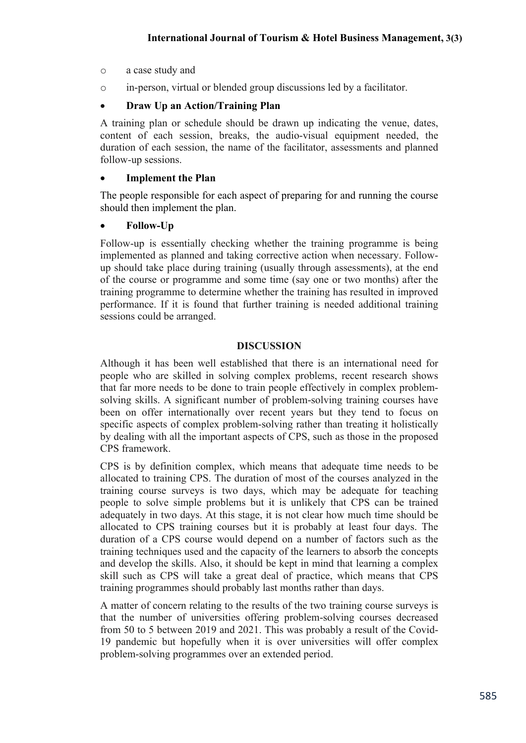- a case study and
- in-person, virtual or blended group discussions led by a facilitator.

- **Draw Up an Action/Training Plan**

A training plan or schedule should be drawn up indicating the venue, dates, content of each session, breaks, the audio-visual equipment needed, the duration of each session, the name of the facilitator, assessments and planned follow-up sessions.

- **Implement the Plan**

The people responsible for each aspect of preparing for and running the course should then implement the plan.

- **Follow-Up**

Follow-up is essentially checking whether the training programme is being implemented as planned and taking corrective action when necessary. Follow-up should take place during training (usually through assessments), at the end of the course or programme and some time (say one or two months) after the training programme to determine whether the training has resulted in improved performance. If it is found that further training is needed additional training sessions could be arranged.

## DISCUSSION

Although it has been well established that there is an international need for people who are skilled in solving complex problems, recent research shows that far more needs to be done to train people effectively in complex problem-solving skills. A significant number of problem-solving training courses have been on offer internationally over recent years but they tend to focus on specific aspects of complex problem-solving rather than treating it holistically by dealing with all the important aspects of CPS, such as those in the proposed CPS framework.

CPS is by definition complex, which means that adequate time needs to be allocated to training CPS. The duration of most of the courses analyzed in the training course surveys is two days, which may be adequate for teaching people to solve simple problems but it is unlikely that CPS can be trained adequately in two days. At this stage, it is not clear how much time should be allocated to CPS training courses but it is probably at least four days. The duration of a CPS course would depend on a number of factors such as the training techniques used and the capacity of the learners to absorb the concepts and develop the skills. Also, it should be kept in mind that learning a complex skill such as CPS will take a great deal of practice, which means that CPS training programmes should probably last months rather than days.

A matter of concern relating to the results of the two training course surveys is that the number of universities offering problem-solving courses decreased from 50 to 5 between 2019 and 2021. This was probably a result of the Covid-19 pandemic but hopefully when it is over universities will offer complex problem-solving programmes over an extended period.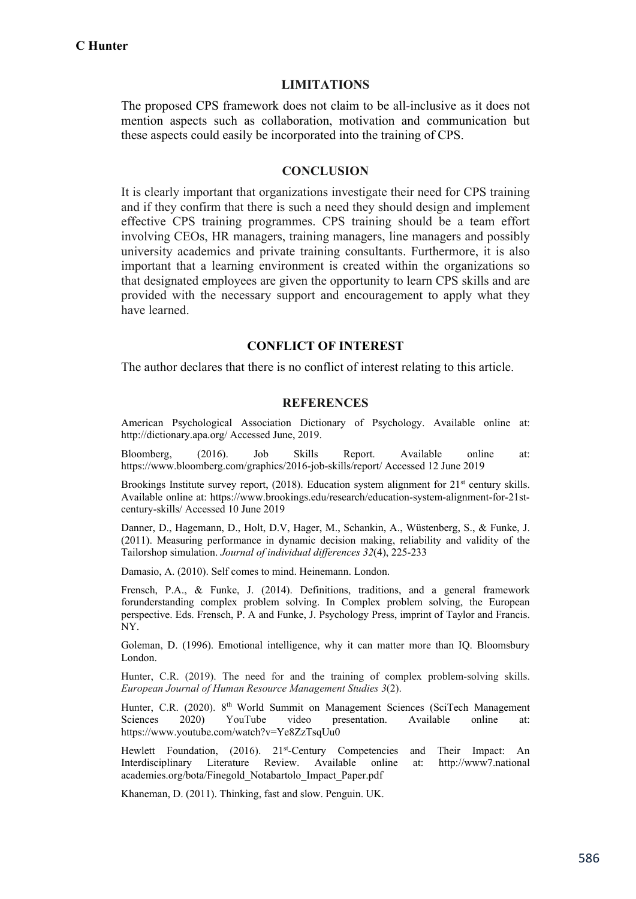## LIMITATIONS

The proposed CPS framework does not claim to be all-inclusive as it does not mention aspects such as collaboration, motivation and communication but these aspects could easily be incorporated into the training of CPS.

## CONCLUSION

It is clearly important that organizations investigate their need for CPS training and if they confirm that there is such a need they should design and implement effective CPS training programmes. CPS training should be a team effort involving CEOs, HR managers, training managers, line managers and possibly university academics and private training consultants. Furthermore, it is also important that a learning environment is created within the organizations so that designated employees are given the opportunity to learn CPS skills and are provided with the necessary support and encouragement to apply what they have learned.

## CONFLICT OF INTEREST

The author declares that there is no conflict of interest relating to this article.

## REFERENCES

American Psychological Association Dictionary of Psychology. Available online at: http://dictionary.apa.org/ Accessed June, 2019.

Bloomberg, (2016). Job Skills Report. Available online at: https://www.bloomberg.com/graphics/2016-job-skills/report/ Accessed 12 June 2019

Brookings Institute survey report, (2018). Education system alignment for 21st century skills. Available online at: https://www.brookings.edu/research/education-system-alignment-for-21st-century-skills/ Accessed 10 June 2019

Danner, D., Hagemann, D., Holt, D.V, Hager, M., Schankin, A., Wüstenberg, S., & Funke, J. (2011). Measuring performance in dynamic decision making, reliability and validity of the Tailorshop simulation. *Journal of individual differences 32*(4), 225-233

Damasio, A. (2010). Self comes to mind. Heinemann. London.

Frensch, P.A., & Funke, J. (2014). Definitions, traditions, and a general framework forunderstanding complex problem solving. In Complex problem solving, the European perspective. Eds. Frensch, P. A and Funke, J. Psychology Press, imprint of Taylor and Francis. NY.

Goleman, D. (1996). Emotional intelligence, why it can matter more than IQ. Bloomsbury London.

Hunter, C.R. (2019). The need for and the training of complex problem-solving skills. *European Journal of Human Resource Management Studies 3*(2).

Hunter, C.R. (2020). 8th World Summit on Management Sciences (SciTech Management Sciences 2020) YouTube video presentation. Available online at: https://www.youtube.com/watch?v=Ye8ZzTsqUu0

Hewlett Foundation, (2016). 21st-Century Competencies and Their Impact: An Interdisciplinary Literature Review. Available online at: http://www7.national academies.org/bota/Finegold_Notabartolo_Impact_Paper.pdf

Khaneman, D. (2011). Thinking, fast and slow. Penguin. UK.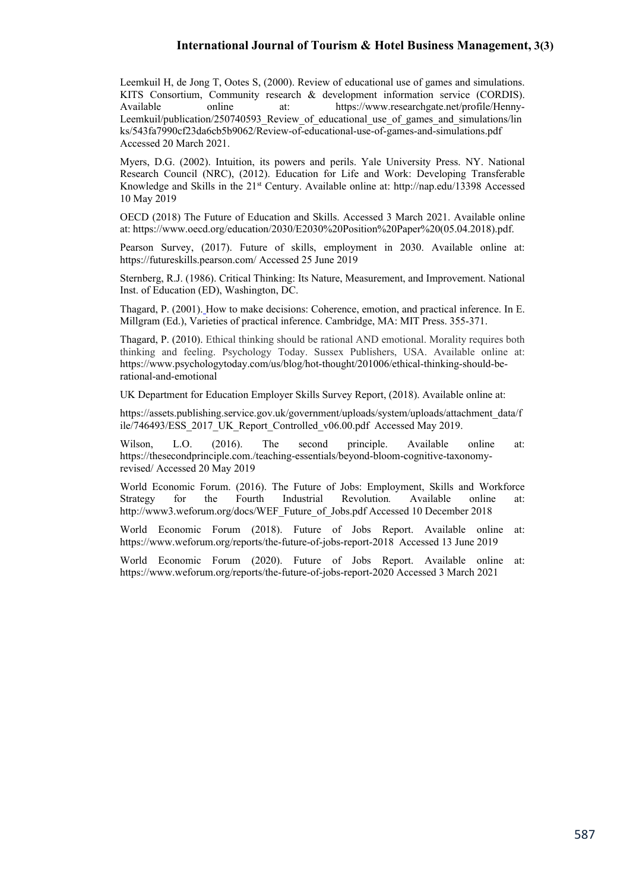Leemkuil H, de Jong T, Ootes S, (2000). Review of educational use of games and simulations. KITS Consortium, Community research & development information service (CORDIS). Available online at: https://www.researchgate.net/profile/Henny-Leemkuil/publication/250740593_Review_of_educational_use_of_games_and_simulations/links/543fa7990cf23da6cb5b9062/Review-of-educational-use-of-games-and-simulations.pdf Accessed 20 March 2021.

Myers, D.G. (2002). Intuition, its powers and perils. Yale University Press. NY. National Research Council (NRC), (2012). Education for Life and Work: Developing Transferable Knowledge and Skills in the 21st Century. Available online at: http://nap.edu/13398 Accessed 10 May 2019

OECD (2018) The Future of Education and Skills. Accessed 3 March 2021. Available online at: https://www.oecd.org/education/2030/E2030%20Position%20Paper%20(05.04.2018).pdf.

Pearson Survey, (2017). Future of skills, employment in 2030. Available online at: https://futureskills.pearson.com/ Accessed 25 June 2019

Sternberg, R.J. (1986). Critical Thinking: Its Nature, Measurement, and Improvement. National Inst. of Education (ED), Washington, DC.

Thagard, P. (2001). How to make decisions: Coherence, emotion, and practical inference. In E. Millgram (Ed.), Varieties of practical inference. Cambridge, MA: MIT Press. 355-371.

Thagard, P. (2010). Ethical thinking should be rational AND emotional. Morality requires both thinking and feeling. Psychology Today. Sussex Publishers, USA. Available online at: https://www.psychologytoday.com/us/blog/hot-thought/201006/ethical-thinking-should-be-rational-and-emotional

UK Department for Education Employer Skills Survey Report, (2018). Available online at:

https://assets.publishing.service.gov.uk/government/uploads/system/uploads/attachment_data/file/746493/ESS_2017_UK_Report_Controlled_v06.00.pdf Accessed May 2019.

Wilson, L.O. (2016). The second principle. Available online at: https://thesecondprinciple.com./teaching-essentials/beyond-bloom-cognitive-taxonomy-revised/ Accessed 20 May 2019

World Economic Forum. (2016). The Future of Jobs: Employment, Skills and Workforce Strategy for the Fourth Industrial Revolution. Available online at: http://www3.weforum.org/docs/WEF_Future_of_Jobs.pdf Accessed 10 December 2018

World Economic Forum (2018). Future of Jobs Report. Available online at: https://www.weforum.org/reports/the-future-of-jobs-report-2018 Accessed 13 June 2019

World Economic Forum (2020). Future of Jobs Report. Available online at: https://www.weforum.org/reports/the-future-of-jobs-report-2020 Accessed 3 March 2021